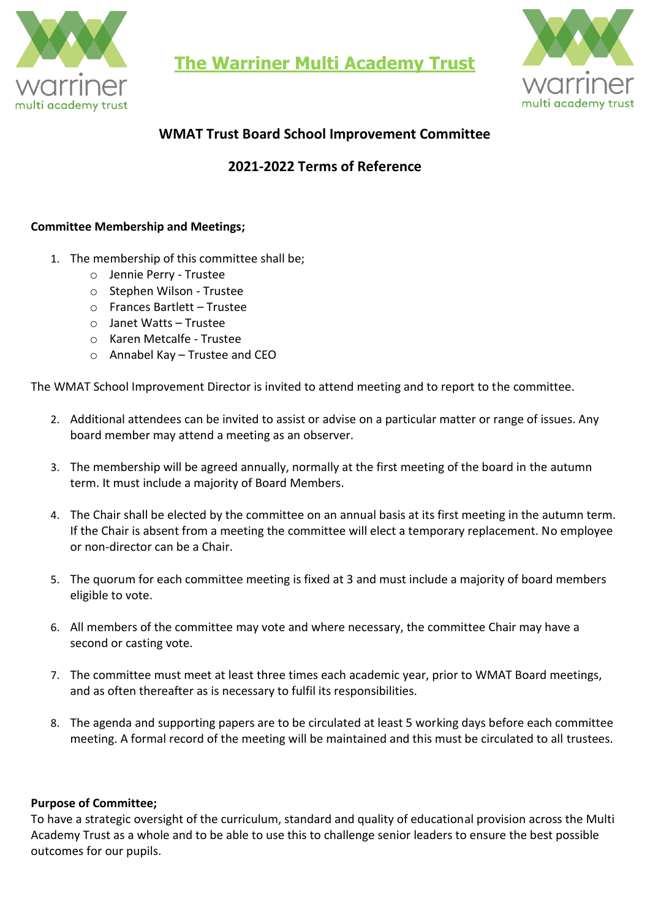# The Warriner Multi Academy Trust

## WMAT Trust Board School Improvement Committee

## 2021-2022 Terms of Reference

**Committee Membership and Meetings;**

1. The membership of this committee shall be;
   - Jennie Perry - Trustee
   - Stephen Wilson - Trustee
   - Frances Bartlett – Trustee
   - Janet Watts – Trustee
   - Karen Metcalfe - Trustee
   - Annabel Kay – Trustee and CEO

The WMAT School Improvement Director is invited to attend meeting and to report to the committee.

2. Additional attendees can be invited to assist or advise on a particular matter or range of issues. Any board member may attend a meeting as an observer.

3. The membership will be agreed annually, normally at the first meeting of the board in the autumn term. It must include a majority of Board Members.

4. The Chair shall be elected by the committee on an annual basis at its first meeting in the autumn term. If the Chair is absent from a meeting the committee will elect a temporary replacement. No employee or non-director can be a Chair.

5. The quorum for each committee meeting is fixed at 3 and must include a majority of board members eligible to vote.

6. All members of the committee may vote and where necessary, the committee Chair may have a second or casting vote.

7. The committee must meet at least three times each academic year, prior to WMAT Board meetings, and as often thereafter as is necessary to fulfil its responsibilities.

8. The agenda and supporting papers are to be circulated at least 5 working days before each committee meeting. A formal record of the meeting will be maintained and this must be circulated to all trustees.

**Purpose of Committee;**

To have a strategic oversight of the curriculum, standard and quality of educational provision across the Multi Academy Trust as a whole and to be able to use this to challenge senior leaders to ensure the best possible outcomes for our pupils.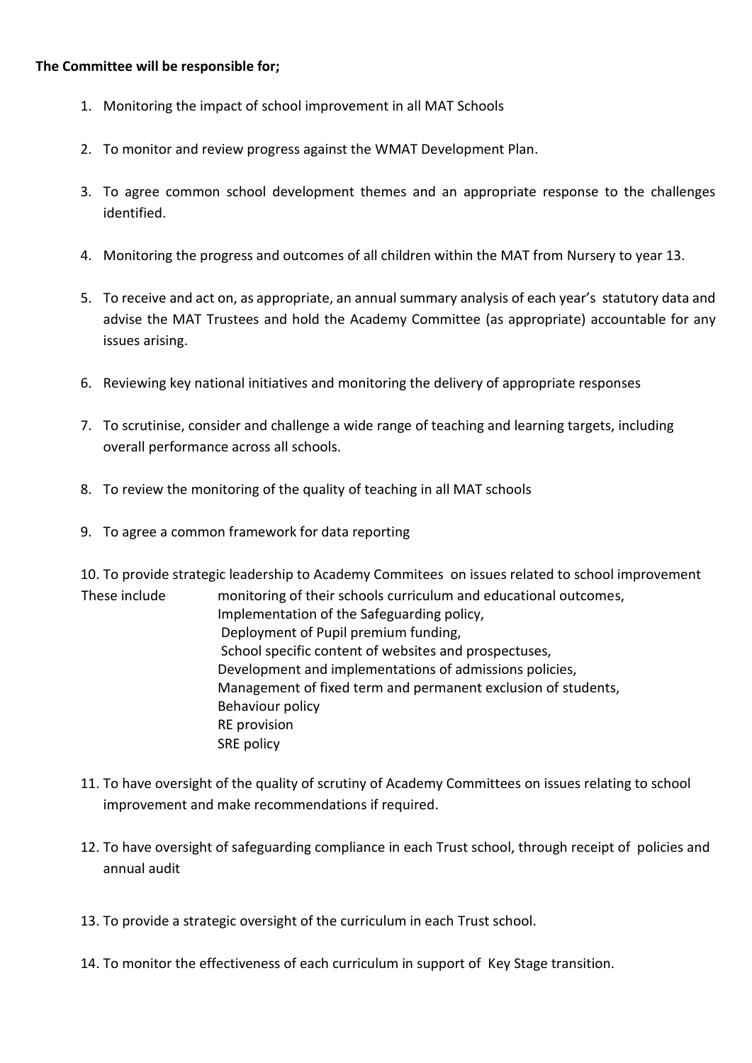**The Committee will be responsible for;**

1. Monitoring the impact of school improvement in all MAT Schools
2. To monitor and review progress against the WMAT Development Plan.
3. To agree common school development themes and an appropriate response to the challenges identified.
4. Monitoring the progress and outcomes of all children within the MAT from Nursery to year 13.
5. To receive and act on, as appropriate, an annual summary analysis of each year's statutory data and advise the MAT Trustees and hold the Academy Committee (as appropriate) accountable for any issues arising.
6. Reviewing key national initiatives and monitoring the delivery of appropriate responses
7. To scrutinise, consider and challenge a wide range of teaching and learning targets, including overall performance across all schools.
8. To review the monitoring of the quality of teaching in all MAT schools
9. To agree a common framework for data reporting
10. To provide strategic leadership to Academy Commitees on issues related to school improvement

    These include
    - monitoring of their schools curriculum and educational outcomes,
    - Implementation of the Safeguarding policy,
    - Deployment of Pupil premium funding,
    - School specific content of websites and prospectuses,
    - Development and implementations of admissions policies,
    - Management of fixed term and permanent exclusion of students,
    - Behaviour policy
    - RE provision
    - SRE policy

11. To have oversight of the quality of scrutiny of Academy Committees on issues relating to school improvement and make recommendations if required.
12. To have oversight of safeguarding compliance in each Trust school, through receipt of policies and annual audit
13. To provide a strategic oversight of the curriculum in each Trust school.
14. To monitor the effectiveness of each curriculum in support of Key Stage transition.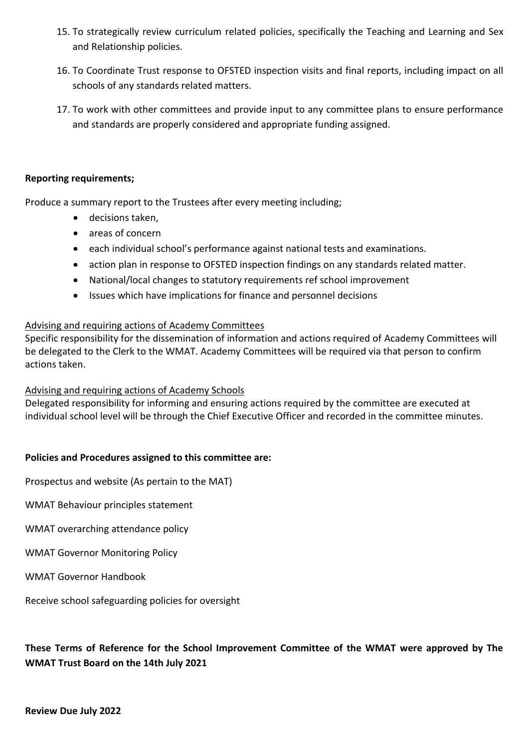15. To strategically review curriculum related policies, specifically the Teaching and Learning and Sex and Relationship policies.
16. To Coordinate Trust response to OFSTED inspection visits and final reports, including impact on all schools of any standards related matters.
17. To work with other committees and provide input to any committee plans to ensure performance and standards are properly considered and appropriate funding assigned.

**Reporting requirements;**

Produce a summary report to the Trustees after every meeting including;

- decisions taken,
- areas of concern
- each individual school's performance against national tests and examinations.
- action plan in response to OFSTED inspection findings on any standards related matter.
- National/local changes to statutory requirements ref school improvement
- Issues which have implications for finance and personnel decisions

<u>Advising and requiring actions of Academy Committees</u>

Specific responsibility for the dissemination of information and actions required of Academy Committees will be delegated to the Clerk to the WMAT. Academy Committees will be required via that person to confirm actions taken.

<u>Advising and requiring actions of Academy Schools</u>

Delegated responsibility for informing and ensuring actions required by the committee are executed at individual school level will be through the Chief Executive Officer and recorded in the committee minutes.

**Policies and Procedures assigned to this committee are:**

Prospectus and website (As pertain to the MAT)

WMAT Behaviour principles statement

WMAT overarching attendance policy

WMAT Governor Monitoring Policy

WMAT Governor Handbook

Receive school safeguarding policies for oversight

**These Terms of Reference for the School Improvement Committee of the WMAT were approved by The WMAT Trust Board on the 14th July 2021**

**Review Due July 2022**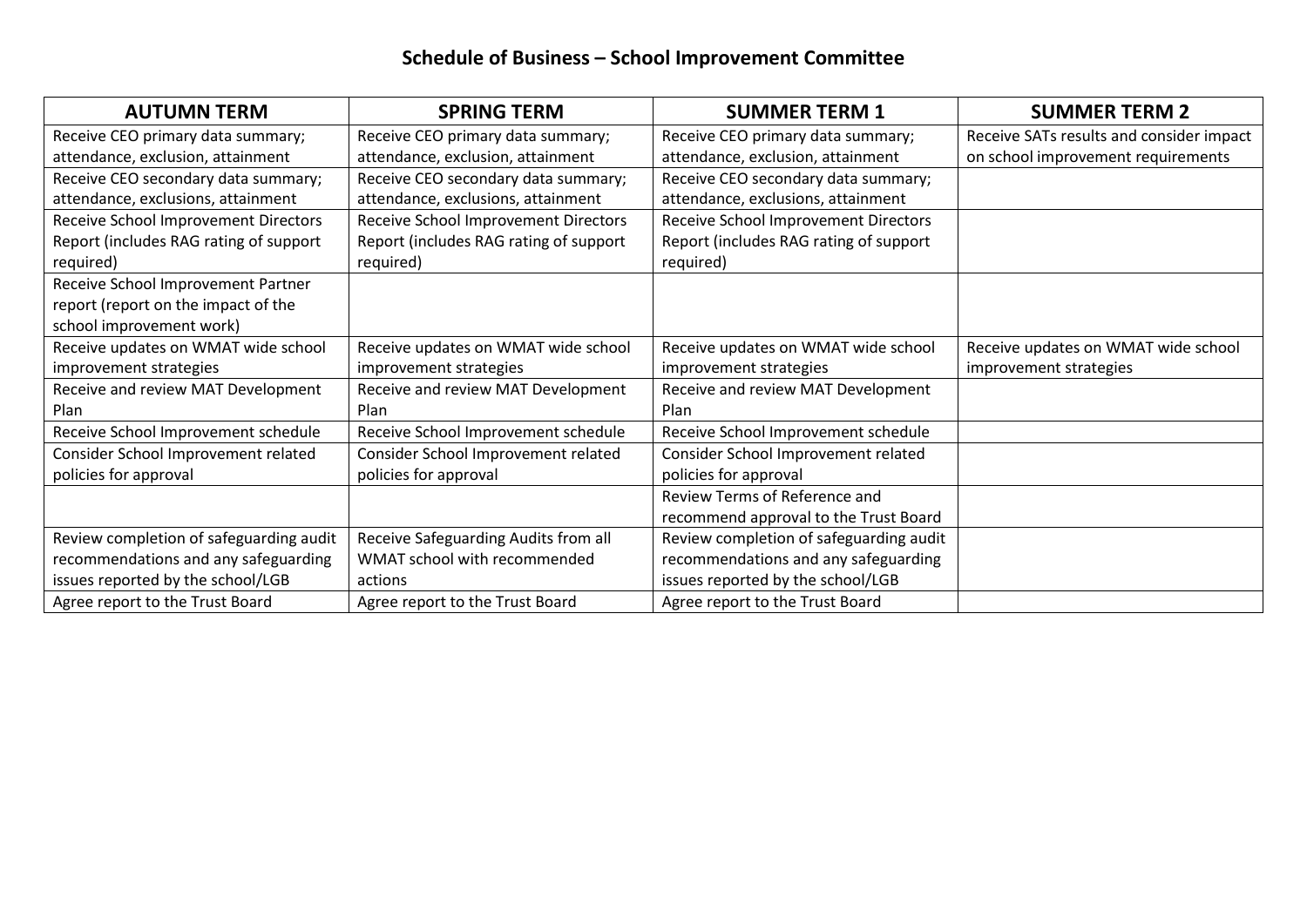## Schedule of Business – School Improvement Committee

| AUTUMN TERM | SPRING TERM | SUMMER TERM 1 | SUMMER TERM 2 |
|---|---|---|---|
| Receive CEO primary data summary; attendance, exclusion, attainment | Receive CEO primary data summary; attendance, exclusion, attainment | Receive CEO primary data summary; attendance, exclusion, attainment | Receive SATs results and consider impact on school improvement requirements |
| Receive CEO secondary data summary; attendance, exclusions, attainment | Receive CEO secondary data summary; attendance, exclusions, attainment | Receive CEO secondary data summary; attendance, exclusions, attainment | |
| Receive School Improvement Directors Report (includes RAG rating of support required) | Receive School Improvement Directors Report (includes RAG rating of support required) | Receive School Improvement Directors Report (includes RAG rating of support required) | |
| Receive School Improvement Partner report (report on the impact of the school improvement work) | | | |
| Receive updates on WMAT wide school improvement strategies | Receive updates on WMAT wide school improvement strategies | Receive updates on WMAT wide school improvement strategies | Receive updates on WMAT wide school improvement strategies |
| Receive and review MAT Development Plan | Receive and review MAT Development Plan | Receive and review MAT Development Plan | |
| Receive School Improvement schedule | Receive School Improvement schedule | Receive School Improvement schedule | |
| Consider School Improvement related policies for approval | Consider School Improvement related policies for approval | Consider School Improvement related policies for approval | |
| | | Review Terms of Reference and recommend approval to the Trust Board | |
| Review completion of safeguarding audit recommendations and any safeguarding issues reported by the school/LGB | Receive Safeguarding Audits from all WMAT school with recommended actions | Review completion of safeguarding audit recommendations and any safeguarding issues reported by the school/LGB | |
| Agree report to the Trust Board | Agree report to the Trust Board | Agree report to the Trust Board | |